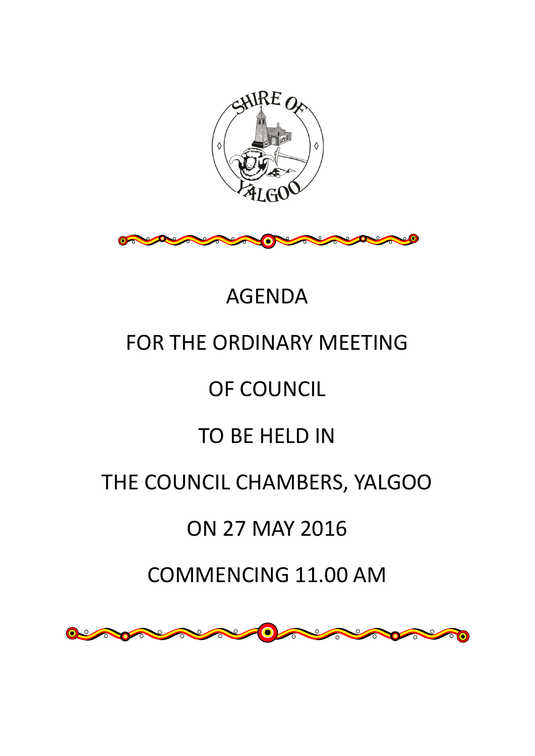# AGENDA

# FOR THE ORDINARY MEETING

# OF COUNCIL

# TO BE HELD IN

# THE COUNCIL CHAMBERS, YALGOO

# ON 27 MAY 2016

# COMMENCING 11.00 AM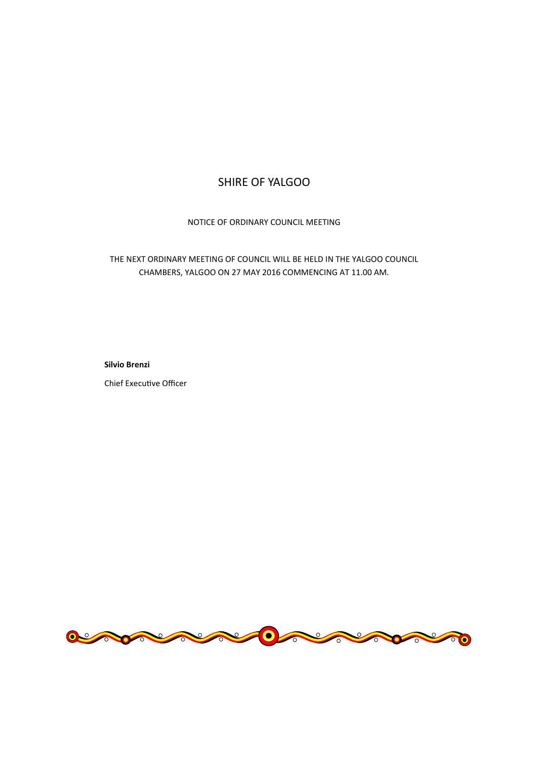# SHIRE OF YALGOO

NOTICE OF ORDINARY COUNCIL MEETING

THE NEXT ORDINARY MEETING OF COUNCIL WILL BE HELD IN THE YALGOO COUNCIL CHAMBERS, YALGOO ON 27 MAY 2016 COMMENCING AT 11.00 AM.

**Silvio Brenzi**

Chief Executive Officer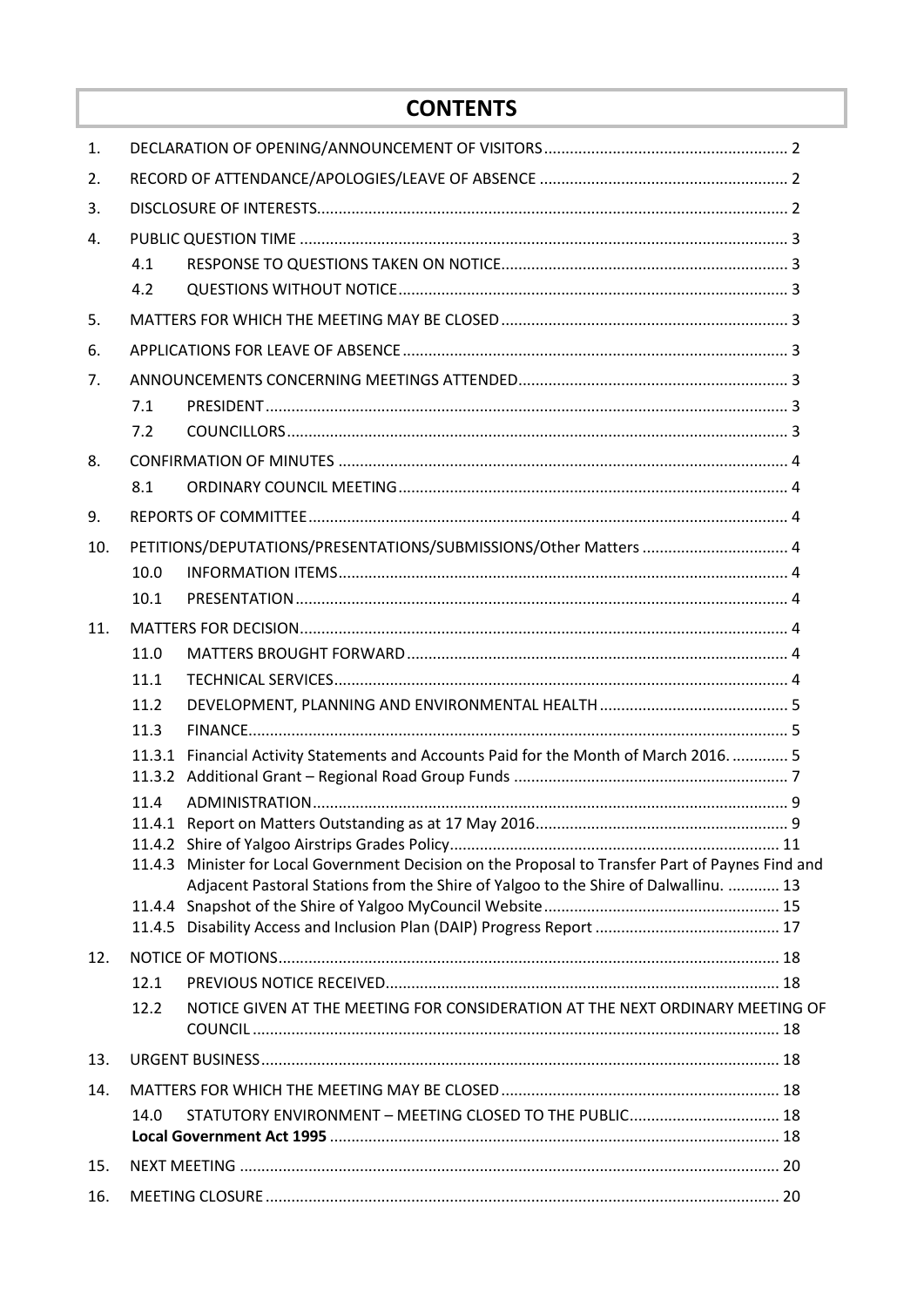# CONTENTS

| | | | |
|---|---|---|---|
| 1. | DECLARATION OF OPENING/ANNOUNCEMENT OF VISITORS | | 2 |
| 2. | RECORD OF ATTENDANCE/APOLOGIES/LEAVE OF ABSENCE | | 2 |
| 3. | DISCLOSURE OF INTERESTS | | 2 |
| 4. | PUBLIC QUESTION TIME | | 3 |
| | 4.1 | RESPONSE TO QUESTIONS TAKEN ON NOTICE | 3 |
| | 4.2 | QUESTIONS WITHOUT NOTICE | 3 |
| 5. | MATTERS FOR WHICH THE MEETING MAY BE CLOSED | | 3 |
| 6. | APPLICATIONS FOR LEAVE OF ABSENCE | | 3 |
| 7. | ANNOUNCEMENTS CONCERNING MEETINGS ATTENDED | | 3 |
| | 7.1 | PRESIDENT | 3 |
| | 7.2 | COUNCILLORS | 3 |
| 8. | CONFIRMATION OF MINUTES | | 4 |
| | 8.1 | ORDINARY COUNCIL MEETING | 4 |
| 9. | REPORTS OF COMMITTEE | | 4 |
| 10. | PETITIONS/DEPUTATIONS/PRESENTATIONS/SUBMISSIONS/Other Matters | | 4 |
| | 10.0 | INFORMATION ITEMS | 4 |
| | 10.1 | PRESENTATION | 4 |
| 11. | MATTERS FOR DECISION | | 4 |
| | 11.0 | MATTERS BROUGHT FORWARD | 4 |
| | 11.1 | TECHNICAL SERVICES | 4 |
| | 11.2 | DEVELOPMENT, PLANNING AND ENVIRONMENTAL HEALTH | 5 |
| | 11.3 | FINANCE | 5 |
| | 11.3.1 | Financial Activity Statements and Accounts Paid for the Month of March 2016. | 5 |
| | 11.3.2 | Additional Grant – Regional Road Group Funds | 7 |
| | 11.4 | ADMINISTRATION | 9 |
| | 11.4.1 | Report on Matters Outstanding as at 17 May 2016 | 9 |
| | 11.4.2 | Shire of Yalgoo Airstrips Grades Policy | 11 |
| | 11.4.3 | Minister for Local Government Decision on the Proposal to Transfer Part of Paynes Find and Adjacent Pastoral Stations from the Shire of Yalgoo to the Shire of Dalwallinu. | 13 |
| | 11.4.4 | Snapshot of the Shire of Yalgoo MyCouncil Website | 15 |
| | 11.4.5 | Disability Access and Inclusion Plan (DAIP) Progress Report | 17 |
| 12. | NOTICE OF MOTIONS | | 18 |
| | 12.1 | PREVIOUS NOTICE RECEIVED | 18 |
| | 12.2 | NOTICE GIVEN AT THE MEETING FOR CONSIDERATION AT THE NEXT ORDINARY MEETING OF COUNCIL | 18 |
| 13. | URGENT BUSINESS | | 18 |
| 14. | MATTERS FOR WHICH THE MEETING MAY BE CLOSED | | 18 |
| | 14.0 | STATUTORY ENVIRONMENT – MEETING CLOSED TO THE PUBLIC | 18 |
| | | **Local Government Act 1995** | 18 |
| 15. | NEXT MEETING | | 20 |
| 16. | MEETING CLOSURE | | 20 |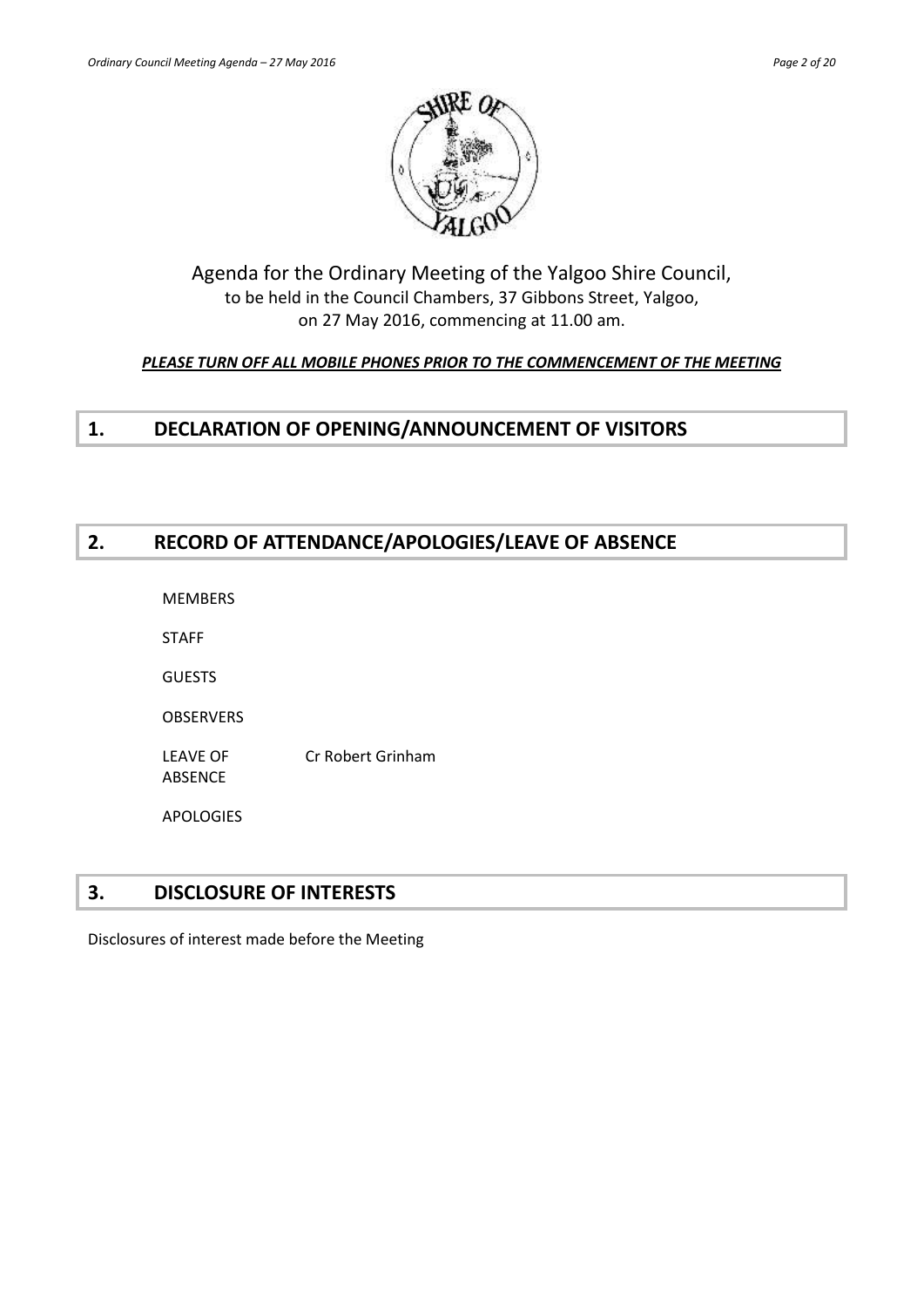Agenda for the Ordinary Meeting of the Yalgoo Shire Council,
to be held in the Council Chambers, 37 Gibbons Street, Yalgoo,
on 27 May 2016, commencing at 11.00 am.

***PLEASE TURN OFF ALL MOBILE PHONES PRIOR TO THE COMMENCEMENT OF THE MEETING***

## 1. DECLARATION OF OPENING/ANNOUNCEMENT OF VISITORS

## 2. RECORD OF ATTENDANCE/APOLOGIES/LEAVE OF ABSENCE

MEMBERS

STAFF

GUESTS

OBSERVERS

LEAVE OF ABSENCE Cr Robert Grinham

APOLOGIES

## 3. DISCLOSURE OF INTERESTS

Disclosures of interest made before the Meeting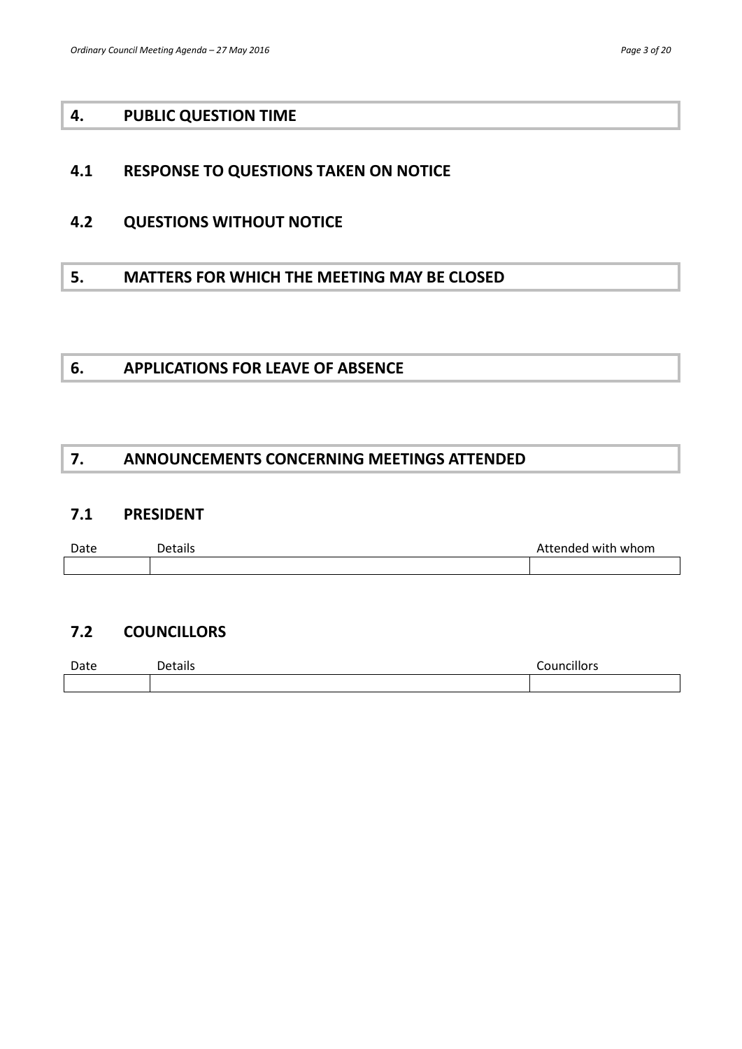## 4. PUBLIC QUESTION TIME

### 4.1 RESPONSE TO QUESTIONS TAKEN ON NOTICE

### 4.2 QUESTIONS WITHOUT NOTICE

## 5. MATTERS FOR WHICH THE MEETING MAY BE CLOSED

## 6. APPLICATIONS FOR LEAVE OF ABSENCE

## 7. ANNOUNCEMENTS CONCERNING MEETINGS ATTENDED

### 7.1 PRESIDENT

| Date | Details | Attended with whom |
|---|---|---|
| | | |

### 7.2 COUNCILLORS

| Date | Details | Councillors |
|---|---|---|
| | | |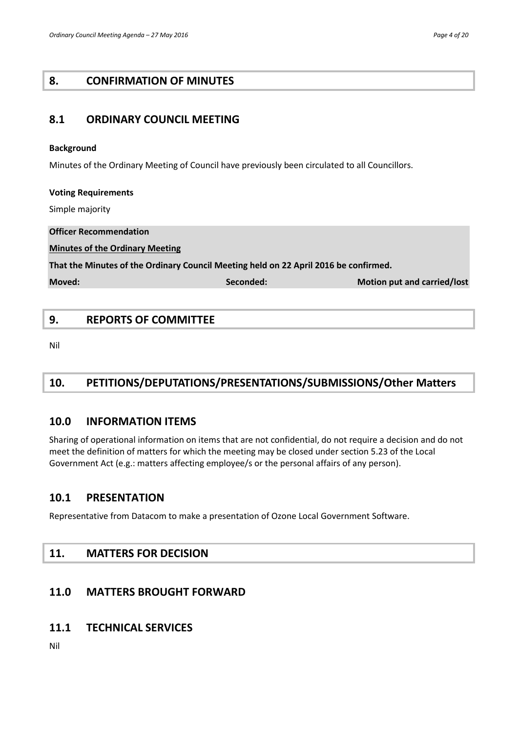# 8. CONFIRMATION OF MINUTES

## 8.1 ORDINARY COUNCIL MEETING

**Background**

Minutes of the Ordinary Meeting of Council have previously been circulated to all Councillors.

**Voting Requirements**

Simple majority

**Officer Recommendation**

**Minutes of the Ordinary Meeting**

**That the Minutes of the Ordinary Council Meeting held on 22 April 2016 be confirmed.**

| **Moved:** | **Seconded:** | **Motion put and carried/lost** |
|---|---|---|

# 9. REPORTS OF COMMITTEE

Nil

# 10. PETITIONS/DEPUTATIONS/PRESENTATIONS/SUBMISSIONS/Other Matters

## 10.0 INFORMATION ITEMS

Sharing of operational information on items that are not confidential, do not require a decision and do not meet the definition of matters for which the meeting may be closed under section 5.23 of the Local Government Act (e.g.: matters affecting employee/s or the personal affairs of any person).

## 10.1 PRESENTATION

Representative from Datacom to make a presentation of Ozone Local Government Software.

# 11. MATTERS FOR DECISION

## 11.0 MATTERS BROUGHT FORWARD

## 11.1 TECHNICAL SERVICES

Nil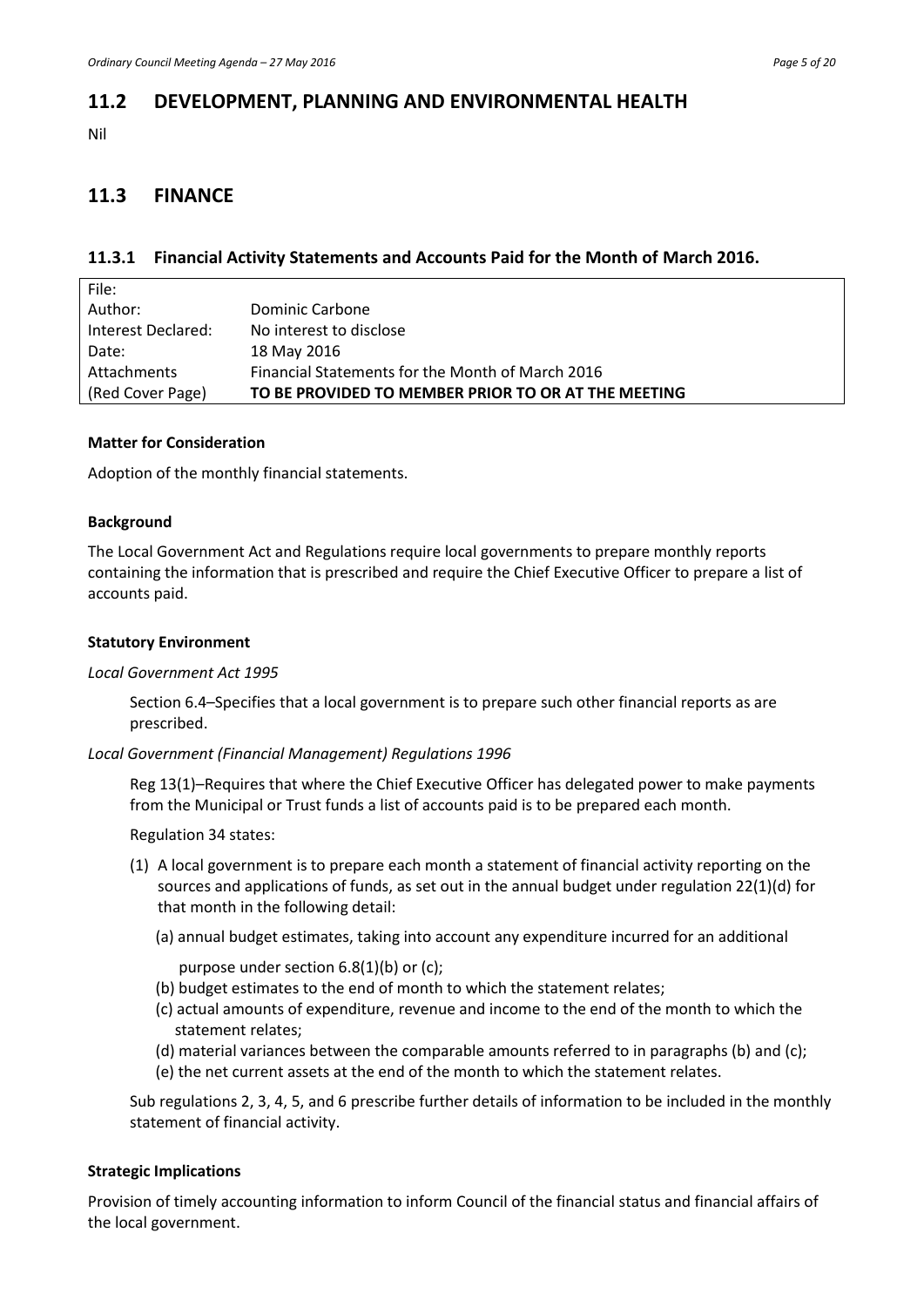## 11.2 DEVELOPMENT, PLANNING AND ENVIRONMENTAL HEALTH

Nil

## 11.3 FINANCE

### 11.3.1 Financial Activity Statements and Accounts Paid for the Month of March 2016.

| File: | |
|---|---|
| Author: | Dominic Carbone |
| Interest Declared: | No interest to disclose |
| Date: | 18 May 2016 |
| Attachments | Financial Statements for the Month of March 2016 |
| (Red Cover Page) | **TO BE PROVIDED TO MEMBER PRIOR TO OR AT THE MEETING** |

**Matter for Consideration**

Adoption of the monthly financial statements.

**Background**

The Local Government Act and Regulations require local governments to prepare monthly reports containing the information that is prescribed and require the Chief Executive Officer to prepare a list of accounts paid.

**Statutory Environment**

*Local Government Act 1995*

Section 6.4–Specifies that a local government is to prepare such other financial reports as are prescribed.

*Local Government (Financial Management) Regulations 1996*

Reg 13(1)–Requires that where the Chief Executive Officer has delegated power to make payments from the Municipal or Trust funds a list of accounts paid is to be prepared each month.

Regulation 34 states:

(1) A local government is to prepare each month a statement of financial activity reporting on the sources and applications of funds, as set out in the annual budget under regulation 22(1)(d) for that month in the following detail:

(a) annual budget estimates, taking into account any expenditure incurred for an additional purpose under section 6.8(1)(b) or (c);

(b) budget estimates to the end of month to which the statement relates;

(c) actual amounts of expenditure, revenue and income to the end of the month to which the statement relates;

(d) material variances between the comparable amounts referred to in paragraphs (b) and (c);

(e) the net current assets at the end of the month to which the statement relates.

Sub regulations 2, 3, 4, 5, and 6 prescribe further details of information to be included in the monthly statement of financial activity.

**Strategic Implications**

Provision of timely accounting information to inform Council of the financial status and financial affairs of the local government.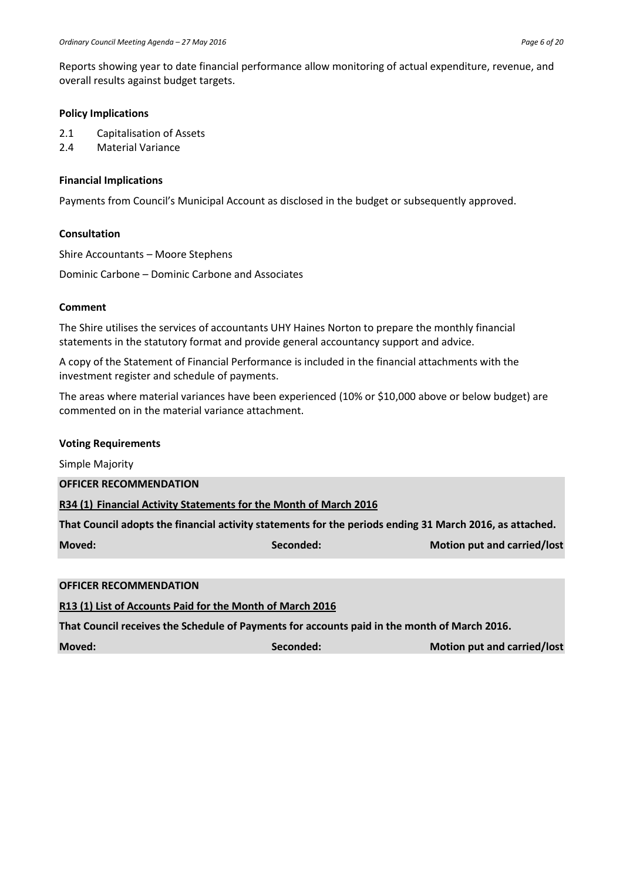Reports showing year to date financial performance allow monitoring of actual expenditure, revenue, and overall results against budget targets.

**Policy Implications**

2.1 Capitalisation of Assets
2.4 Material Variance

**Financial Implications**

Payments from Council's Municipal Account as disclosed in the budget or subsequently approved.

**Consultation**

Shire Accountants – Moore Stephens

Dominic Carbone – Dominic Carbone and Associates

**Comment**

The Shire utilises the services of accountants UHY Haines Norton to prepare the monthly financial statements in the statutory format and provide general accountancy support and advice.

A copy of the Statement of Financial Performance is included in the financial attachments with the investment register and schedule of payments.

The areas where material variances have been experienced (10% or $10,000 above or below budget) are commented on in the material variance attachment.

**Voting Requirements**

Simple Majority

**OFFICER RECOMMENDATION**

**R34 (1) Financial Activity Statements for the Month of March 2016**

**That Council adopts the financial activity statements for the periods ending 31 March 2016, as attached.**

**Moved:** **Seconded:** **Motion put and carried/lost**

**OFFICER RECOMMENDATION**

**R13 (1) List of Accounts Paid for the Month of March 2016**

**That Council receives the Schedule of Payments for accounts paid in the month of March 2016.**

**Moved:** **Seconded:** **Motion put and carried/lost**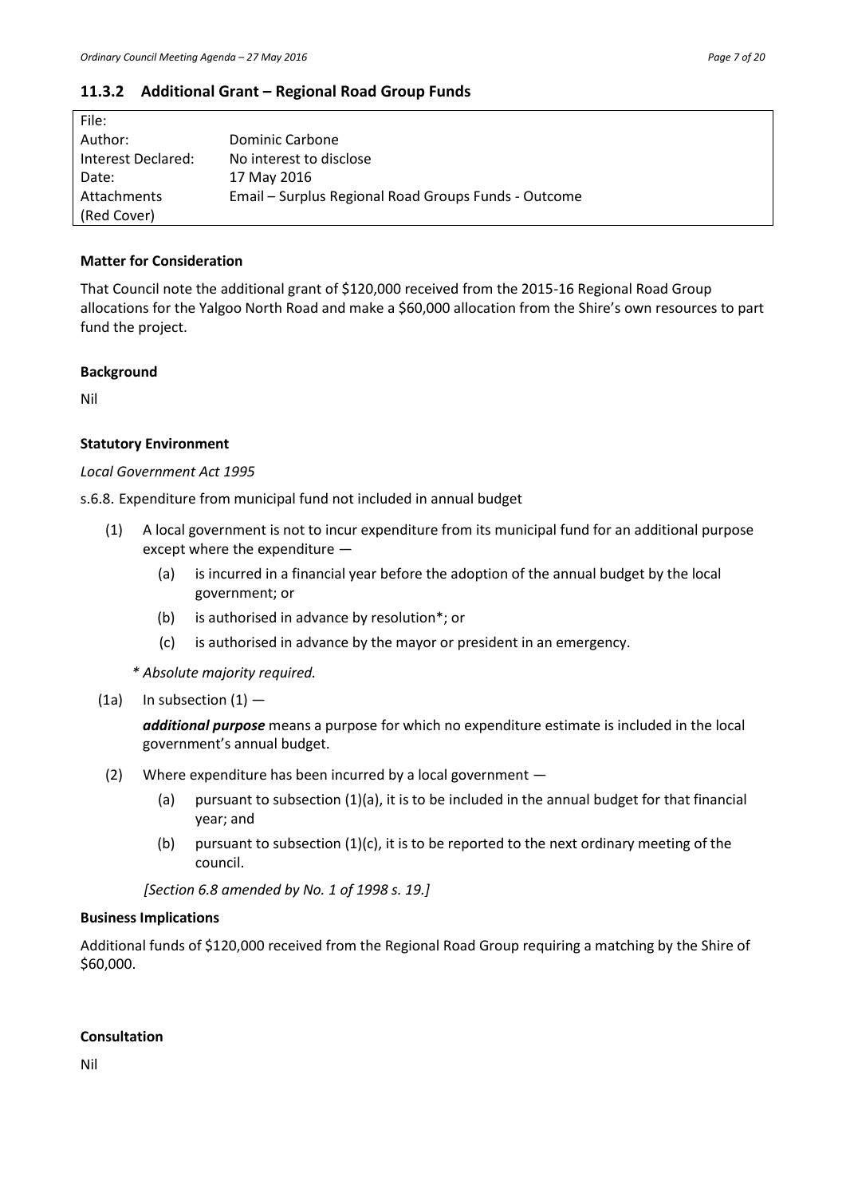### 11.3.2 Additional Grant – Regional Road Group Funds

| | |
|---|---|
| File: | |
| Author: | Dominic Carbone |
| Interest Declared: | No interest to disclose |
| Date: | 17 May 2016 |
| Attachments (Red Cover) | Email – Surplus Regional Road Groups Funds - Outcome |

**Matter for Consideration**

That Council note the additional grant of $120,000 received from the 2015-16 Regional Road Group allocations for the Yalgoo North Road and make a $60,000 allocation from the Shire's own resources to part fund the project.

**Background**

Nil

**Statutory Environment**

*Local Government Act 1995*

s.6.8. Expenditure from municipal fund not included in annual budget

(1) A local government is not to incur expenditure from its municipal fund for an additional purpose except where the expenditure —

  (a) is incurred in a financial year before the adoption of the annual budget by the local government; or

  (b) is authorised in advance by resolution*; or

  (c) is authorised in advance by the mayor or president in an emergency.

*\* Absolute majority required.*

(1a) In subsection (1) —

***additional purpose*** means a purpose for which no expenditure estimate is included in the local government's annual budget.

(2) Where expenditure has been incurred by a local government —

  (a) pursuant to subsection (1)(a), it is to be included in the annual budget for that financial year; and

  (b) pursuant to subsection (1)(c), it is to be reported to the next ordinary meeting of the council.

*[Section 6.8 amended by No. 1 of 1998 s. 19.]*

**Business Implications**

Additional funds of $120,000 received from the Regional Road Group requiring a matching by the Shire of $60,000.

**Consultation**

Nil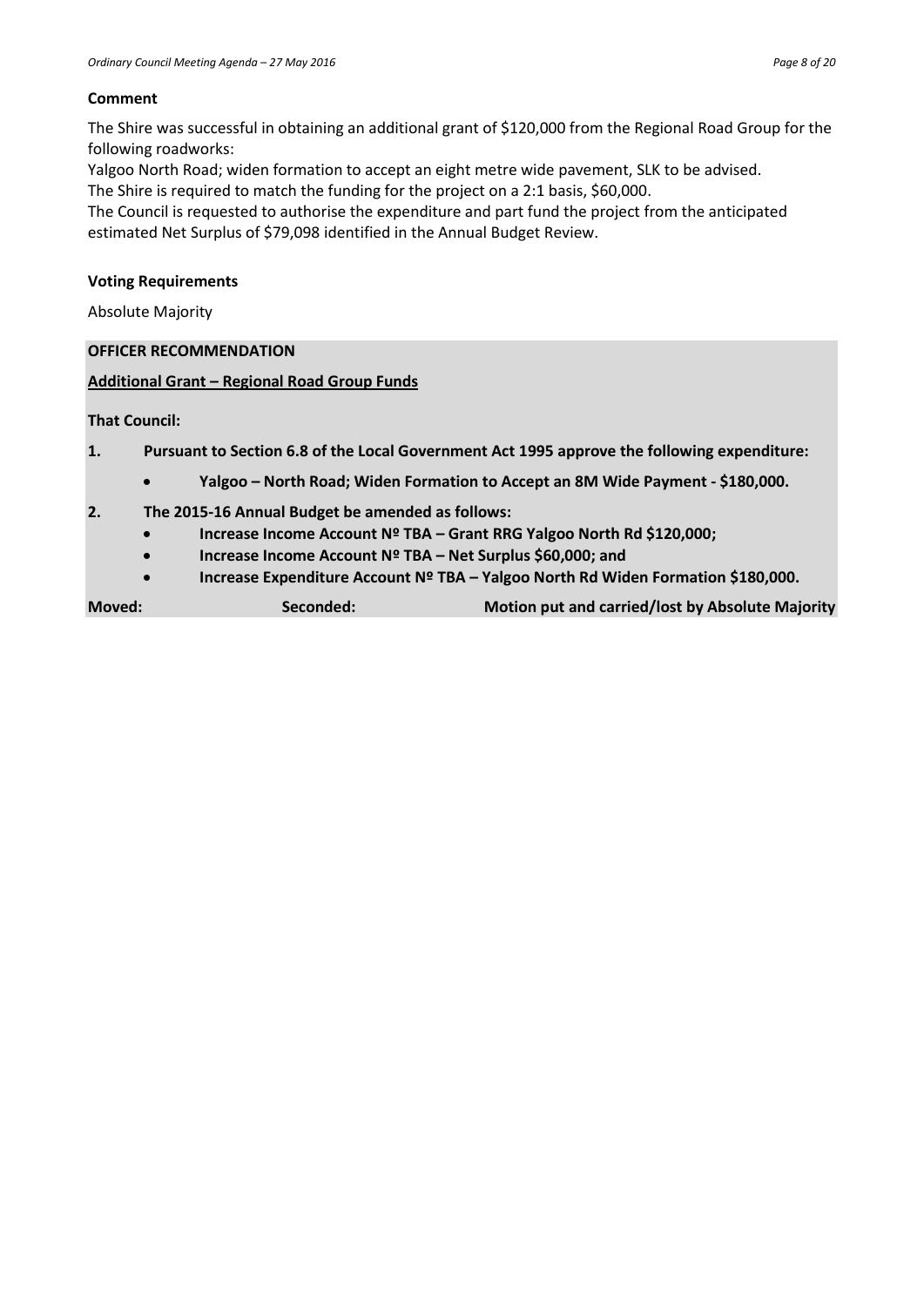**Comment**

The Shire was successful in obtaining an additional grant of $120,000 from the Regional Road Group for the following roadworks:

Yalgoo North Road; widen formation to accept an eight metre wide pavement, SLK to be advised.

The Shire is required to match the funding for the project on a 2:1 basis, $60,000.

The Council is requested to authorise the expenditure and part fund the project from the anticipated estimated Net Surplus of $79,098 identified in the Annual Budget Review.

**Voting Requirements**

Absolute Majority

**OFFICER RECOMMENDATION**

**Additional Grant – Regional Road Group Funds**

**That Council:**

**1. Pursuant to Section 6.8 of the Local Government Act 1995 approve the following expenditure:**

- **Yalgoo – North Road; Widen Formation to Accept an 8M Wide Payment - $180,000.**

**2. The 2015-16 Annual Budget be amended as follows:**

- **Increase Income Account Nº TBA – Grant RRG Yalgoo North Rd $120,000;**
- **Increase Income Account Nº TBA – Net Surplus $60,000; and**
- **Increase Expenditure Account Nº TBA – Yalgoo North Rd Widen Formation $180,000.**

**Moved:** **Seconded:** **Motion put and carried/lost by Absolute Majority**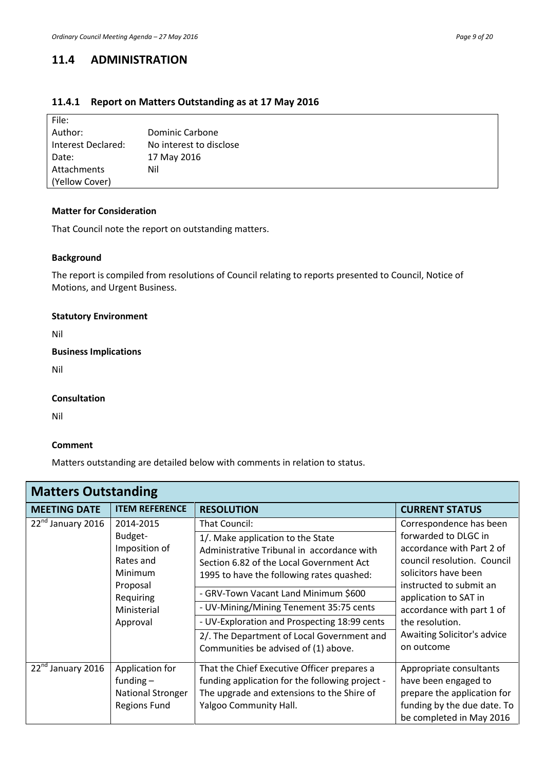## 11.4 ADMINISTRATION

### 11.4.1 Report on Matters Outstanding as at 17 May 2016

| File: | |
|---|---|
| Author: | Dominic Carbone |
| Interest Declared: | No interest to disclose |
| Date: | 17 May 2016 |
| Attachments (Yellow Cover) | Nil |

**Matter for Consideration**

That Council note the report on outstanding matters.

**Background**

The report is compiled from resolutions of Council relating to reports presented to Council, Notice of Motions, and Urgent Business.

**Statutory Environment**

Nil

**Business Implications**

Nil

**Consultation**

Nil

**Comment**

Matters outstanding are detailed below with comments in relation to status.

| Matters Outstanding | | | |
|---|---|---|---|
| **MEETING DATE** | **ITEM REFERENCE** | **RESOLUTION** | **CURRENT STATUS** |
| 22nd January 2016 | 2014-2015 Budget- Imposition of Rates and Minimum Proposal Requiring Ministerial Approval | That Council:<br>1/. Make application to the State Administrative Tribunal in accordance with Section 6.82 of the Local Government Act 1995 to have the following rates quashed:<br>- GRV-Town Vacant Land Minimum $600<br>- UV-Mining/Mining Tenement 35:75 cents<br>- UV-Exploration and Prospecting 18:99 cents<br>2/. The Department of Local Government and Communities be advised of (1) above. | Correspondence has been forwarded to DLGC in accordance with Part 2 of council resolution. Council solicitors have been instructed to submit an application to SAT in accordance with part 1 of the resolution.<br>Awaiting Solicitor's advice on outcome |
| 22nd January 2016 | Application for funding – National Stronger Regions Fund | That the Chief Executive Officer prepares a funding application for the following project - The upgrade and extensions to the Shire of Yalgoo Community Hall. | Appropriate consultants have been engaged to prepare the application for funding by the due date. To be completed in May 2016 |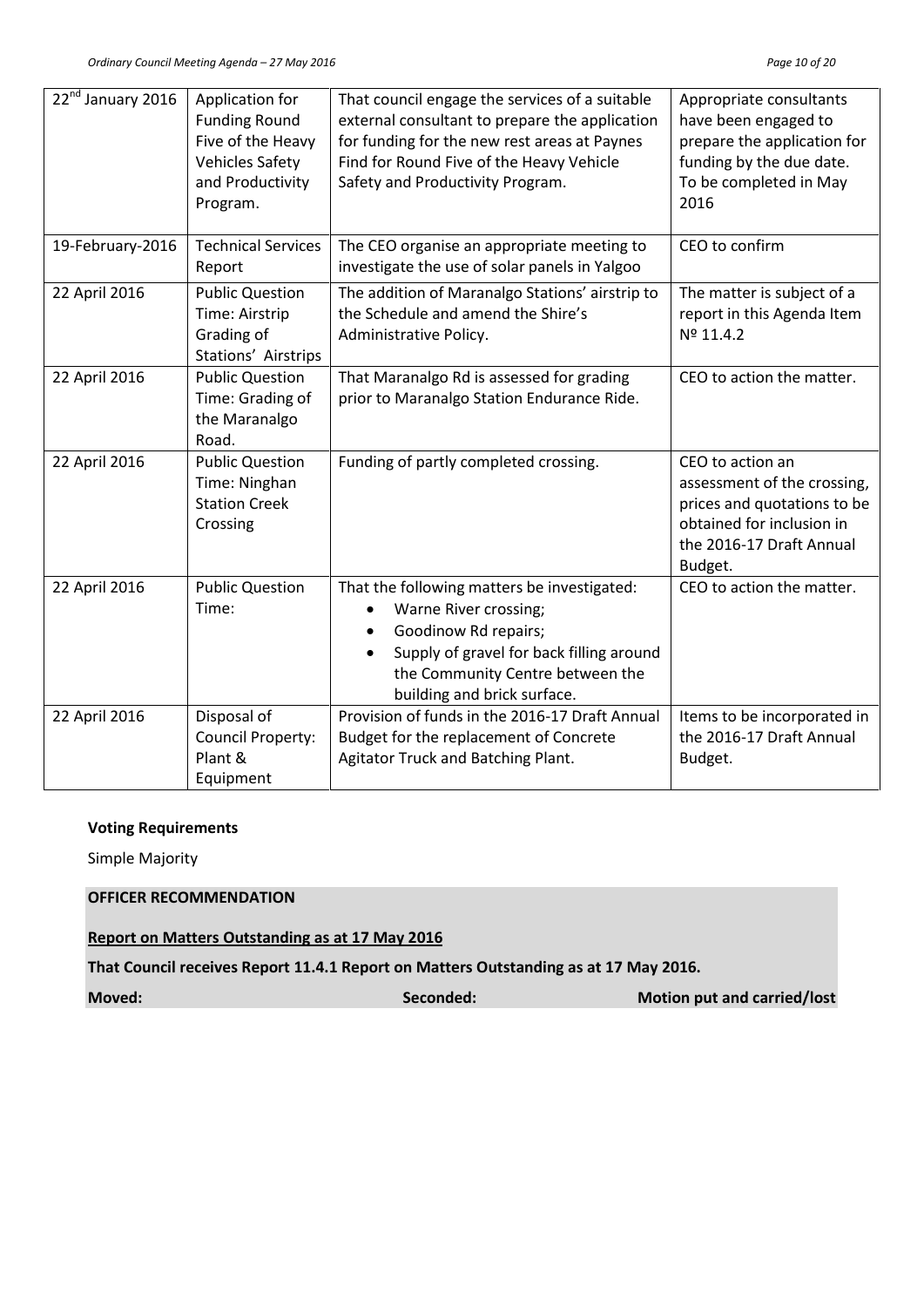| 22nd January 2016 | Application for Funding Round Five of the Heavy Vehicles Safety and Productivity Program. | That council engage the services of a suitable external consultant to prepare the application for funding for the new rest areas at Paynes Find for Round Five of the Heavy Vehicle Safety and Productivity Program. | Appropriate consultants have been engaged to prepare the application for funding by the due date. To be completed in May 2016 |
|---|---|---|---|
| 19-February-2016 | Technical Services Report | The CEO organise an appropriate meeting to investigate the use of solar panels in Yalgoo | CEO to confirm |
| 22 April 2016 | Public Question Time: Airstrip Grading of Stations' Airstrips | The addition of Maranalgo Stations' airstrip to the Schedule and amend the Shire's Administrative Policy. | The matter is subject of a report in this Agenda Item № 11.4.2 |
| 22 April 2016 | Public Question Time: Grading of the Maranalgo Road. | That Maranalgo Rd is assessed for grading prior to Maranalgo Station Endurance Ride. | CEO to action the matter. |
| 22 April 2016 | Public Question Time: Ninghan Station Creek Crossing | Funding of partly completed crossing. | CEO to action an assessment of the crossing, prices and quotations to be obtained for inclusion in the 2016-17 Draft Annual Budget. |
| 22 April 2016 | Public Question Time: | That the following matters be investigated:<br>• Warne River crossing;<br>• Goodinow Rd repairs;<br>• Supply of gravel for back filling around the Community Centre between the building and brick surface. | CEO to action the matter. |
| 22 April 2016 | Disposal of Council Property: Plant & Equipment | Provision of funds in the 2016-17 Draft Annual Budget for the replacement of Concrete Agitator Truck and Batching Plant. | Items to be incorporated in the 2016-17 Draft Annual Budget. |

**Voting Requirements**

Simple Majority

**OFFICER RECOMMENDATION**

**Report on Matters Outstanding as at 17 May 2016**

**That Council receives Report 11.4.1 Report on Matters Outstanding as at 17 May 2016.**

**Moved:** **Seconded:** **Motion put and carried/lost**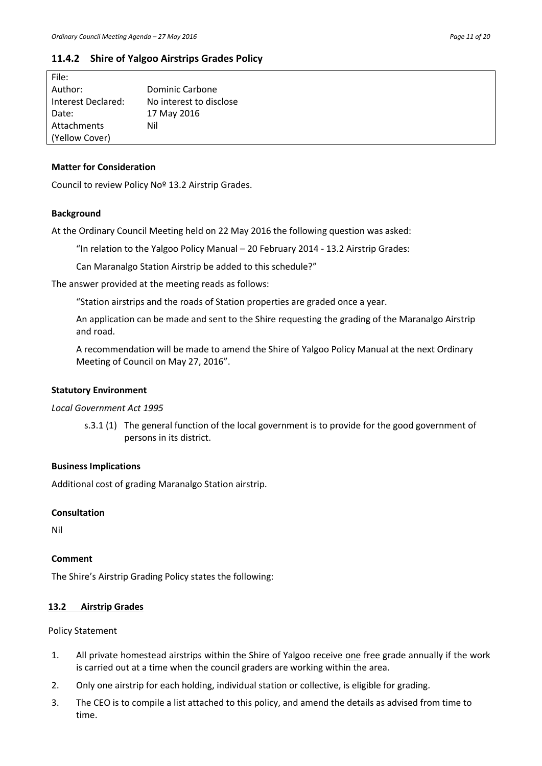### 11.4.2 Shire of Yalgoo Airstrips Grades Policy

| File: | |
|---|---|
| Author: | Dominic Carbone |
| Interest Declared: | No interest to disclose |
| Date: | 17 May 2016 |
| Attachments (Yellow Cover) | Nil |

**Matter for Consideration**

Council to review Policy Noº 13.2 Airstrip Grades.

**Background**

At the Ordinary Council Meeting held on 22 May 2016 the following question was asked:

> "In relation to the Yalgoo Policy Manual – 20 February 2014 - 13.2 Airstrip Grades:
>
> Can Maranalgo Station Airstrip be added to this schedule?"

The answer provided at the meeting reads as follows:

> "Station airstrips and the roads of Station properties are graded once a year.
>
> An application can be made and sent to the Shire requesting the grading of the Maranalgo Airstrip and road.
>
> A recommendation will be made to amend the Shire of Yalgoo Policy Manual at the next Ordinary Meeting of Council on May 27, 2016".

**Statutory Environment**

*Local Government Act 1995*

> s.3.1 (1) The general function of the local government is to provide for the good government of persons in its district.

**Business Implications**

Additional cost of grading Maranalgo Station airstrip.

**Consultation**

Nil

**Comment**

The Shire's Airstrip Grading Policy states the following:

**13.2 Airstrip Grades**

Policy Statement

1. All private homestead airstrips within the Shire of Yalgoo receive one free grade annually if the work is carried out at a time when the council graders are working within the area.
2. Only one airstrip for each holding, individual station or collective, is eligible for grading.
3. The CEO is to compile a list attached to this policy, and amend the details as advised from time to time.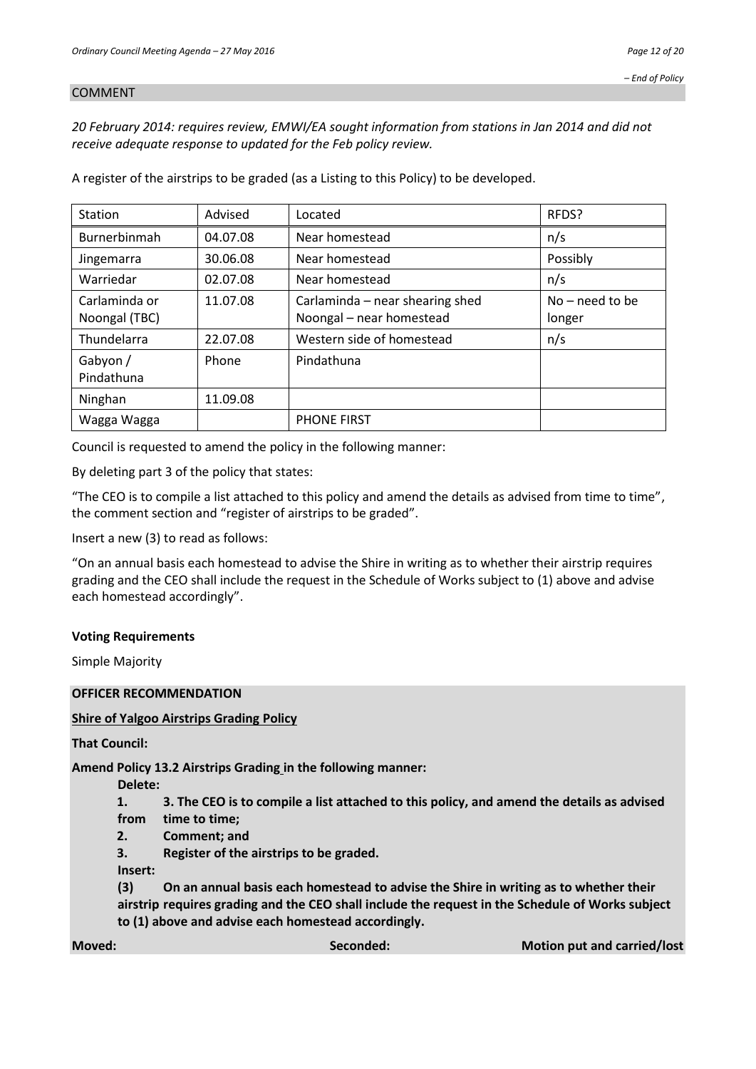*– End of Policy*

## COMMENT

*20 February 2014: requires review, EMWI/EA sought information from stations in Jan 2014 and did not receive adequate response to updated for the Feb policy review.*

A register of the airstrips to be graded (as a Listing to this Policy) to be developed.

| Station | Advised | Located | RFDS? |
|---|---|---|---|
| Burnerbinmah | 04.07.08 | Near homestead | n/s |
| Jingemarra | 30.06.08 | Near homestead | Possibly |
| Warriedar | 02.07.08 | Near homestead | n/s |
| Carlaminda or Noongal (TBC) | 11.07.08 | Carlaminda – near shearing shed<br>Noongal – near homestead | No – need to be longer |
| Thundelarra | 22.07.08 | Western side of homestead | n/s |
| Gabyon / Pindathuna | Phone | Pindathuna | |
| Ninghan | 11.09.08 | | |
| Wagga Wagga | | PHONE FIRST | |

Council is requested to amend the policy in the following manner:

By deleting part 3 of the policy that states:

"The CEO is to compile a list attached to this policy and amend the details as advised from time to time", the comment section and "register of airstrips to be graded".

Insert a new (3) to read as follows:

"On an annual basis each homestead to advise the Shire in writing as to whether their airstrip requires grading and the CEO shall include the request in the Schedule of Works subject to (1) above and advise each homestead accordingly".

**Voting Requirements**

Simple Majority

**OFFICER RECOMMENDATION**

**Shire of Yalgoo Airstrips Grading Policy**

**That Council:**

**Amend Policy 13.2 Airstrips Grading in the following manner:**

**Delete:**

**1. 3. The CEO is to compile a list attached to this policy, and amend the details as advised from time to time;**

**2. Comment; and**

**3. Register of the airstrips to be graded.**

**Insert:**

**(3) On an annual basis each homestead to advise the Shire in writing as to whether their airstrip requires grading and the CEO shall include the request in the Schedule of Works subject to (1) above and advise each homestead accordingly.**

**Moved:** **Seconded:** **Motion put and carried/lost**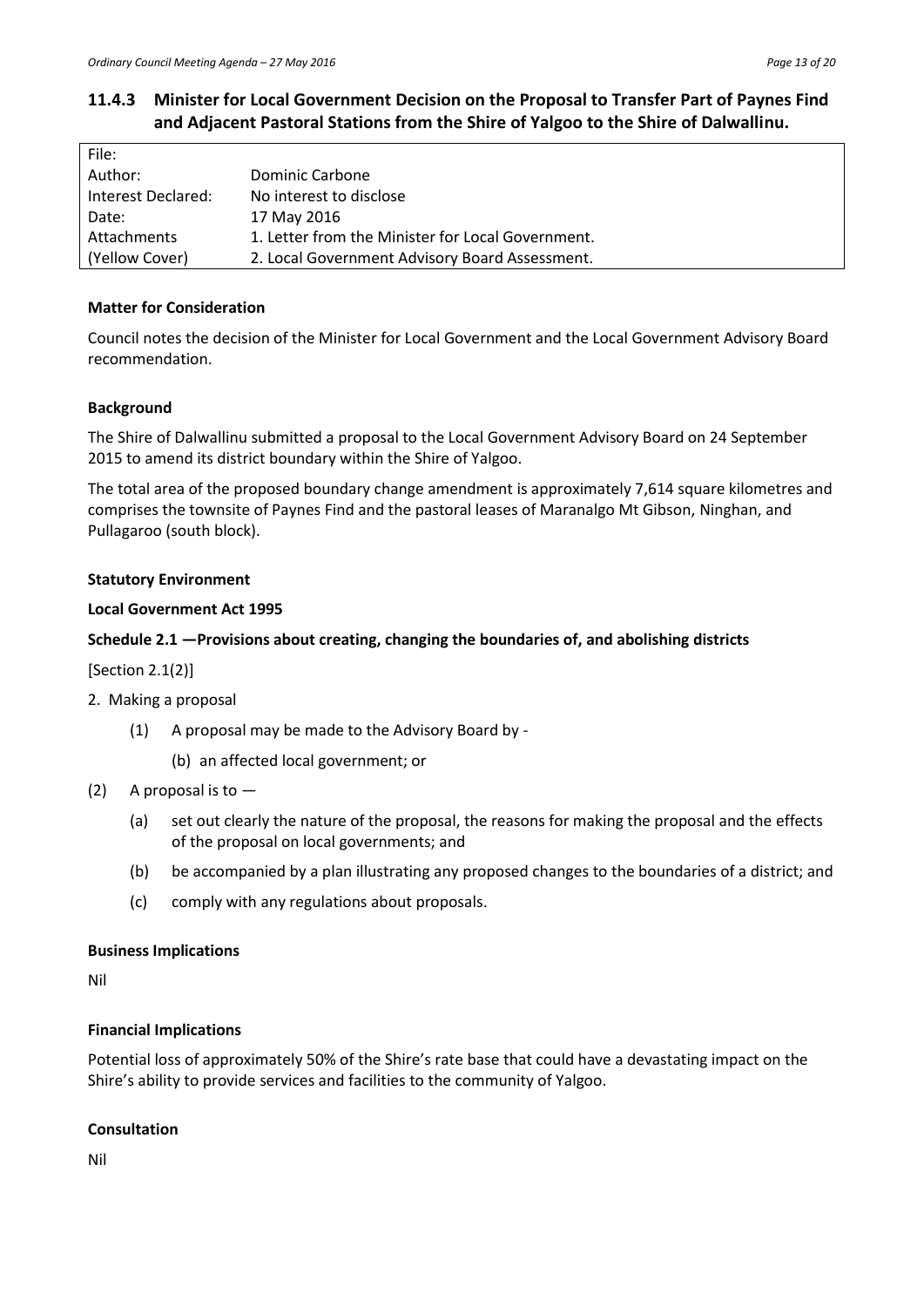### 11.4.3 Minister for Local Government Decision on the Proposal to Transfer Part of Paynes Find and Adjacent Pastoral Stations from the Shire of Yalgoo to the Shire of Dalwallinu.

| File: | |
|---|---|
| Author: | Dominic Carbone |
| Interest Declared: | No interest to disclose |
| Date: | 17 May 2016 |
| Attachments | 1. Letter from the Minister for Local Government. |
| (Yellow Cover) | 2. Local Government Advisory Board Assessment. |

**Matter for Consideration**

Council notes the decision of the Minister for Local Government and the Local Government Advisory Board recommendation.

**Background**

The Shire of Dalwallinu submitted a proposal to the Local Government Advisory Board on 24 September 2015 to amend its district boundary within the Shire of Yalgoo.

The total area of the proposed boundary change amendment is approximately 7,614 square kilometres and comprises the townsite of Paynes Find and the pastoral leases of Maranalgo Mt Gibson, Ninghan, and Pullagaroo (south block).

**Statutory Environment**

**Local Government Act 1995**

**Schedule 2.1 —Provisions about creating, changing the boundaries of, and abolishing districts**

[Section 2.1(2)]

2. Making a proposal

    (1) A proposal may be made to the Advisory Board by -

        (b) an affected local government; or

(2) A proposal is to —

    (a) set out clearly the nature of the proposal, the reasons for making the proposal and the effects of the proposal on local governments; and

    (b) be accompanied by a plan illustrating any proposed changes to the boundaries of a district; and

    (c) comply with any regulations about proposals.

**Business Implications**

Nil

**Financial Implications**

Potential loss of approximately 50% of the Shire's rate base that could have a devastating impact on the Shire's ability to provide services and facilities to the community of Yalgoo.

**Consultation**

Nil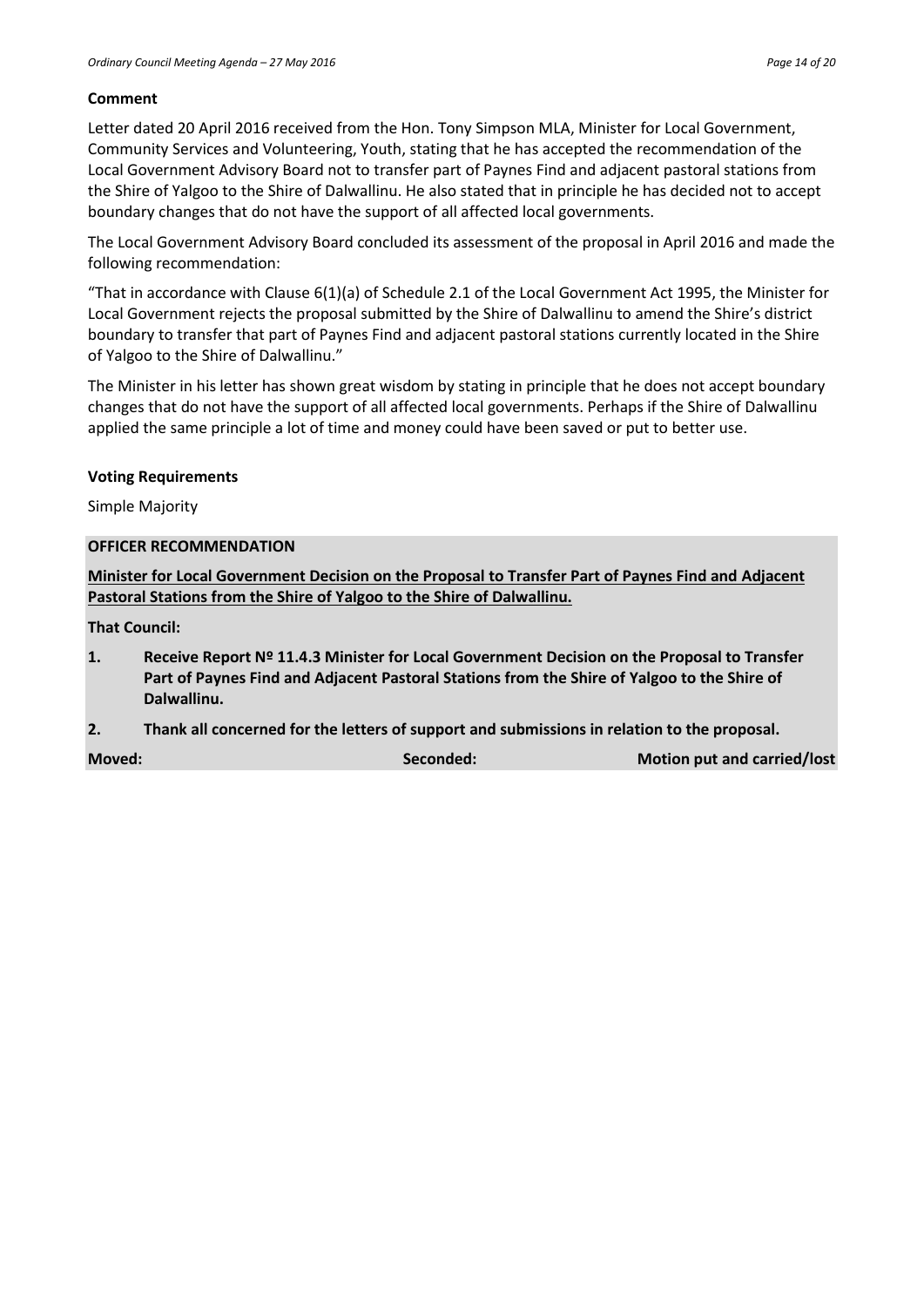**Comment**

Letter dated 20 April 2016 received from the Hon. Tony Simpson MLA, Minister for Local Government, Community Services and Volunteering, Youth, stating that he has accepted the recommendation of the Local Government Advisory Board not to transfer part of Paynes Find and adjacent pastoral stations from the Shire of Yalgoo to the Shire of Dalwallinu. He also stated that in principle he has decided not to accept boundary changes that do not have the support of all affected local governments.

The Local Government Advisory Board concluded its assessment of the proposal in April 2016 and made the following recommendation:

"That in accordance with Clause 6(1)(a) of Schedule 2.1 of the Local Government Act 1995, the Minister for Local Government rejects the proposal submitted by the Shire of Dalwallinu to amend the Shire's district boundary to transfer that part of Paynes Find and adjacent pastoral stations currently located in the Shire of Yalgoo to the Shire of Dalwallinu."

The Minister in his letter has shown great wisdom by stating in principle that he does not accept boundary changes that do not have the support of all affected local governments. Perhaps if the Shire of Dalwallinu applied the same principle a lot of time and money could have been saved or put to better use.

**Voting Requirements**

Simple Majority

**OFFICER RECOMMENDATION**

**Minister for Local Government Decision on the Proposal to Transfer Part of Paynes Find and Adjacent Pastoral Stations from the Shire of Yalgoo to the Shire of Dalwallinu.**

**That Council:**

1. **Receive Report Nº 11.4.3 Minister for Local Government Decision on the Proposal to Transfer Part of Paynes Find and Adjacent Pastoral Stations from the Shire of Yalgoo to the Shire of Dalwallinu.**
2. **Thank all concerned for the letters of support and submissions in relation to the proposal.**

**Moved:** **Seconded:** **Motion put and carried/lost**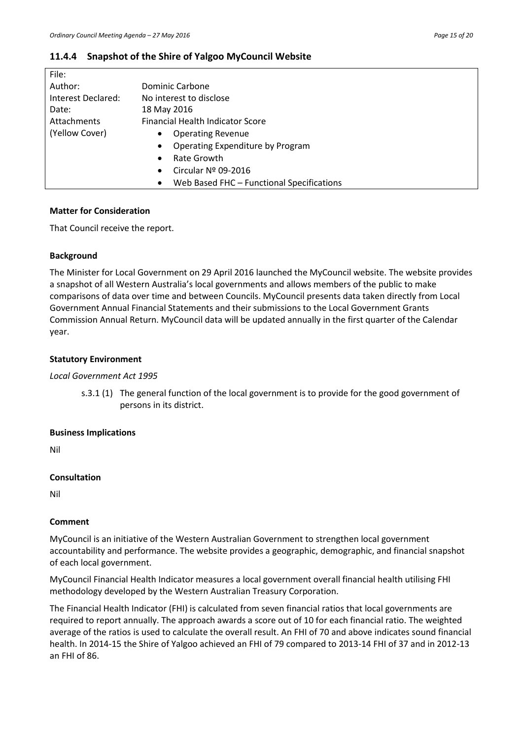### 11.4.4 Snapshot of the Shire of Yalgoo MyCouncil Website

| | |
|---|---|
| File: | |
| Author: | Dominic Carbone |
| Interest Declared: | No interest to disclose |
| Date: | 18 May 2016 |
| Attachments | Financial Health Indicator Score |
| (Yellow Cover) | • Operating Revenue<br>• Operating Expenditure by Program<br>• Rate Growth<br>• Circular Nº 09-2016<br>• Web Based FHC – Functional Specifications |

**Matter for Consideration**

That Council receive the report.

**Background**

The Minister for Local Government on 29 April 2016 launched the MyCouncil website. The website provides a snapshot of all Western Australia's local governments and allows members of the public to make comparisons of data over time and between Councils. MyCouncil presents data taken directly from Local Government Annual Financial Statements and their submissions to the Local Government Grants Commission Annual Return. MyCouncil data will be updated annually in the first quarter of the Calendar year.

**Statutory Environment**

*Local Government Act 1995*

s.3.1 (1) The general function of the local government is to provide for the good government of persons in its district.

**Business Implications**

Nil

**Consultation**

Nil

**Comment**

MyCouncil is an initiative of the Western Australian Government to strengthen local government accountability and performance. The website provides a geographic, demographic, and financial snapshot of each local government.

MyCouncil Financial Health Indicator measures a local government overall financial health utilising FHI methodology developed by the Western Australian Treasury Corporation.

The Financial Health Indicator (FHI) is calculated from seven financial ratios that local governments are required to report annually. The approach awards a score out of 10 for each financial ratio. The weighted average of the ratios is used to calculate the overall result. An FHI of 70 and above indicates sound financial health. In 2014-15 the Shire of Yalgoo achieved an FHI of 79 compared to 2013-14 FHI of 37 and in 2012-13 an FHI of 86.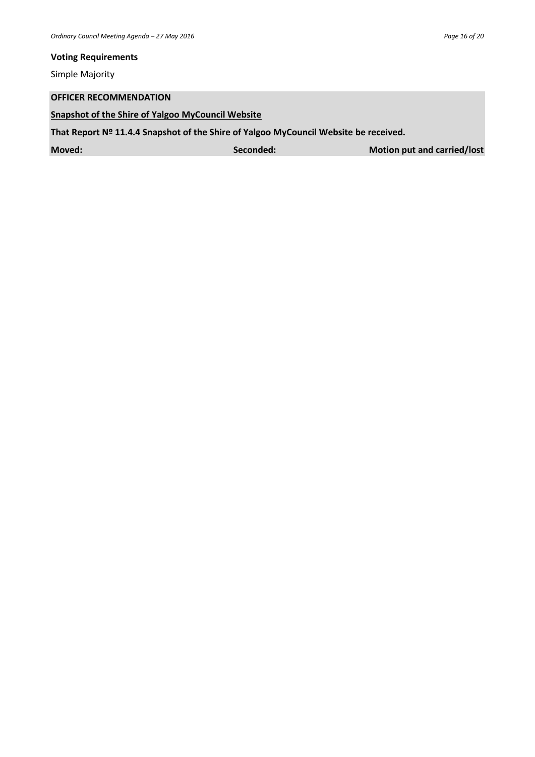**Voting Requirements**

Simple Majority

**OFFICER RECOMMENDATION**

**Snapshot of the Shire of Yalgoo MyCouncil Website**

**That Report Nº 11.4.4 Snapshot of the Shire of Yalgoo MyCouncil Website be received.**

| **Moved:** | **Seconded:** | **Motion put and carried/lost** |
|---|---|---|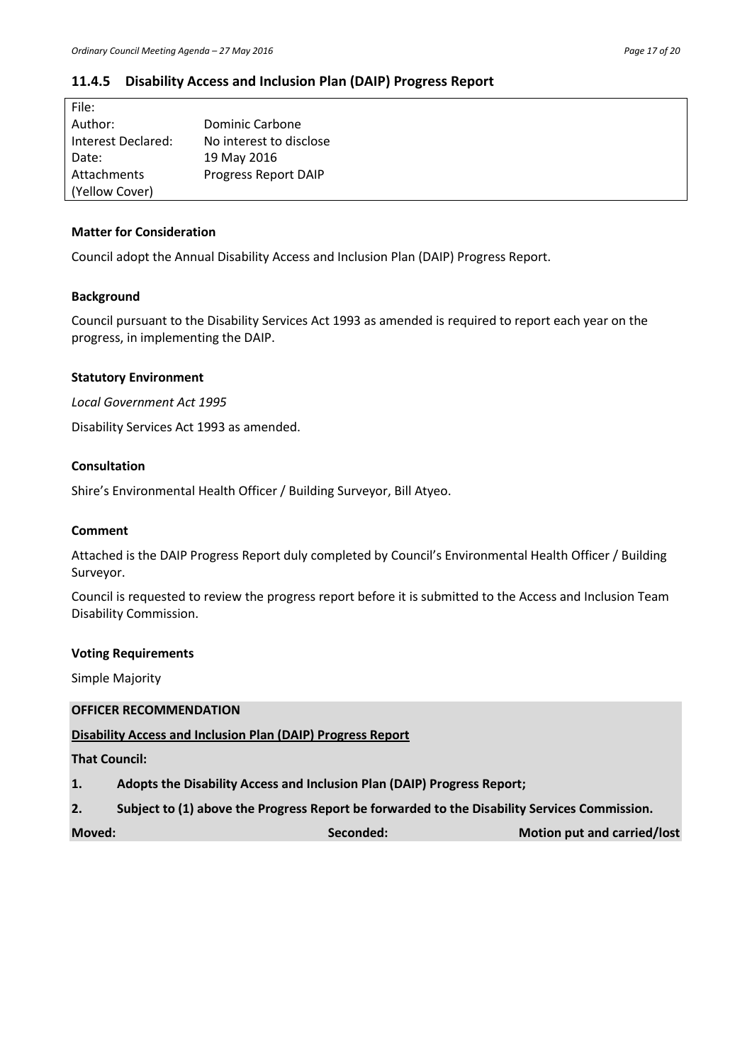### 11.4.5 Disability Access and Inclusion Plan (DAIP) Progress Report

| File: | |
|---|---|
| Author: | Dominic Carbone |
| Interest Declared: | No interest to disclose |
| Date: | 19 May 2016 |
| Attachments (Yellow Cover) | Progress Report DAIP |

**Matter for Consideration**

Council adopt the Annual Disability Access and Inclusion Plan (DAIP) Progress Report.

**Background**

Council pursuant to the Disability Services Act 1993 as amended is required to report each year on the progress, in implementing the DAIP.

**Statutory Environment**

*Local Government Act 1995*

Disability Services Act 1993 as amended.

**Consultation**

Shire's Environmental Health Officer / Building Surveyor, Bill Atyeo.

**Comment**

Attached is the DAIP Progress Report duly completed by Council's Environmental Health Officer / Building Surveyor.

Council is requested to review the progress report before it is submitted to the Access and Inclusion Team Disability Commission.

**Voting Requirements**

Simple Majority

**OFFICER RECOMMENDATION**

**Disability Access and Inclusion Plan (DAIP) Progress Report**

**That Council:**

**1. Adopts the Disability Access and Inclusion Plan (DAIP) Progress Report;**

**2. Subject to (1) above the Progress Report be forwarded to the Disability Services Commission.**

**Moved:** **Seconded:** **Motion put and carried/lost**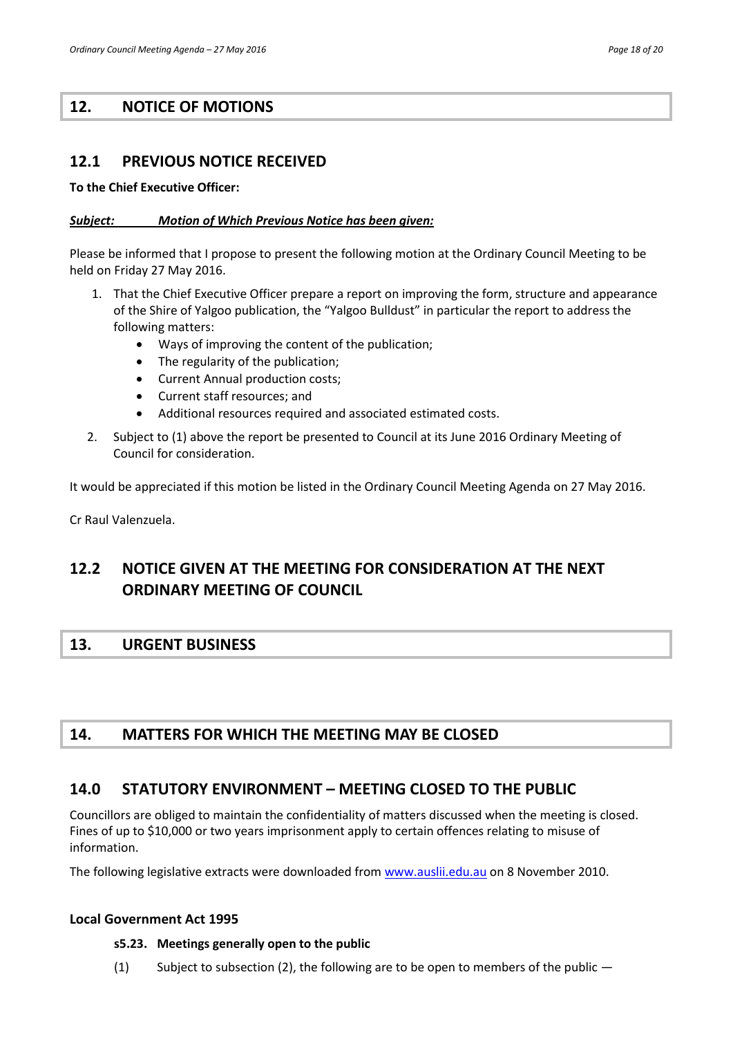# 12. NOTICE OF MOTIONS

## 12.1 PREVIOUS NOTICE RECEIVED

**To the Chief Executive Officer:**

***Subject: Motion of Which Previous Notice has been given:***

Please be informed that I propose to present the following motion at the Ordinary Council Meeting to be held on Friday 27 May 2016.

1. That the Chief Executive Officer prepare a report on improving the form, structure and appearance of the Shire of Yalgoo publication, the "Yalgoo Bulldust" in particular the report to address the following matters:
   - Ways of improving the content of the publication;
   - The regularity of the publication;
   - Current Annual production costs;
   - Current staff resources; and
   - Additional resources required and associated estimated costs.
2. Subject to (1) above the report be presented to Council at its June 2016 Ordinary Meeting of Council for consideration.

It would be appreciated if this motion be listed in the Ordinary Council Meeting Agenda on 27 May 2016.

Cr Raul Valenzuela.

## 12.2 NOTICE GIVEN AT THE MEETING FOR CONSIDERATION AT THE NEXT ORDINARY MEETING OF COUNCIL

# 13. URGENT BUSINESS

# 14. MATTERS FOR WHICH THE MEETING MAY BE CLOSED

## 14.0 STATUTORY ENVIRONMENT – MEETING CLOSED TO THE PUBLIC

Councillors are obliged to maintain the confidentiality of matters discussed when the meeting is closed. Fines of up to $10,000 or two years imprisonment apply to certain offences relating to misuse of information.

The following legislative extracts were downloaded from www.auslii.edu.au on 8 November 2010.

**Local Government Act 1995**

**s5.23. Meetings generally open to the public**

(1) Subject to subsection (2), the following are to be open to members of the public —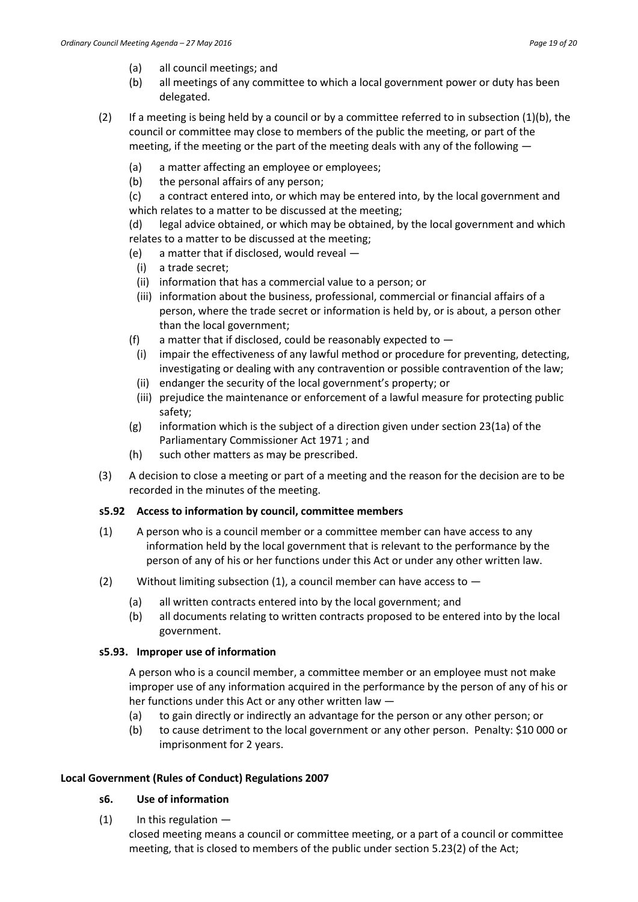- (a) all council meetings; and
- (b) all meetings of any committee to which a local government power or duty has been delegated.

(2) If a meeting is being held by a council or by a committee referred to in subsection (1)(b), the council or committee may close to members of the public the meeting, or part of the meeting, if the meeting or the part of the meeting deals with any of the following —

- (a) a matter affecting an employee or employees;
- (b) the personal affairs of any person;
- (c) a contract entered into, or which may be entered into, by the local government and which relates to a matter to be discussed at the meeting;
- (d) legal advice obtained, or which may be obtained, by the local government and which relates to a matter to be discussed at the meeting;
- (e) a matter that if disclosed, would reveal —
  - (i) a trade secret;
  - (ii) information that has a commercial value to a person; or
  - (iii) information about the business, professional, commercial or financial affairs of a person, where the trade secret or information is held by, or is about, a person other than the local government;
- (f) a matter that if disclosed, could be reasonably expected to —
  - (i) impair the effectiveness of any lawful method or procedure for preventing, detecting, investigating or dealing with any contravention or possible contravention of the law;
  - (ii) endanger the security of the local government's property; or
  - (iii) prejudice the maintenance or enforcement of a lawful measure for protecting public safety;
- (g) information which is the subject of a direction given under section 23(1a) of the Parliamentary Commissioner Act 1971 ; and
- (h) such other matters as may be prescribed.

(3) A decision to close a meeting or part of a meeting and the reason for the decision are to be recorded in the minutes of the meeting.

**s5.92 Access to information by council, committee members**

(1) A person who is a council member or a committee member can have access to any information held by the local government that is relevant to the performance by the person of any of his or her functions under this Act or under any other written law.

(2) Without limiting subsection (1), a council member can have access to —

- (a) all written contracts entered into by the local government; and
- (b) all documents relating to written contracts proposed to be entered into by the local government.

**s5.93. Improper use of information**

A person who is a council member, a committee member or an employee must not make improper use of any information acquired in the performance by the person of any of his or her functions under this Act or any other written law —

- (a) to gain directly or indirectly an advantage for the person or any other person; or
- (b) to cause detriment to the local government or any other person. Penalty: $10 000 or imprisonment for 2 years.

**Local Government (Rules of Conduct) Regulations 2007**

**s6. Use of information**

(1) In this regulation —

closed meeting means a council or committee meeting, or a part of a council or committee meeting, that is closed to members of the public under section 5.23(2) of the Act;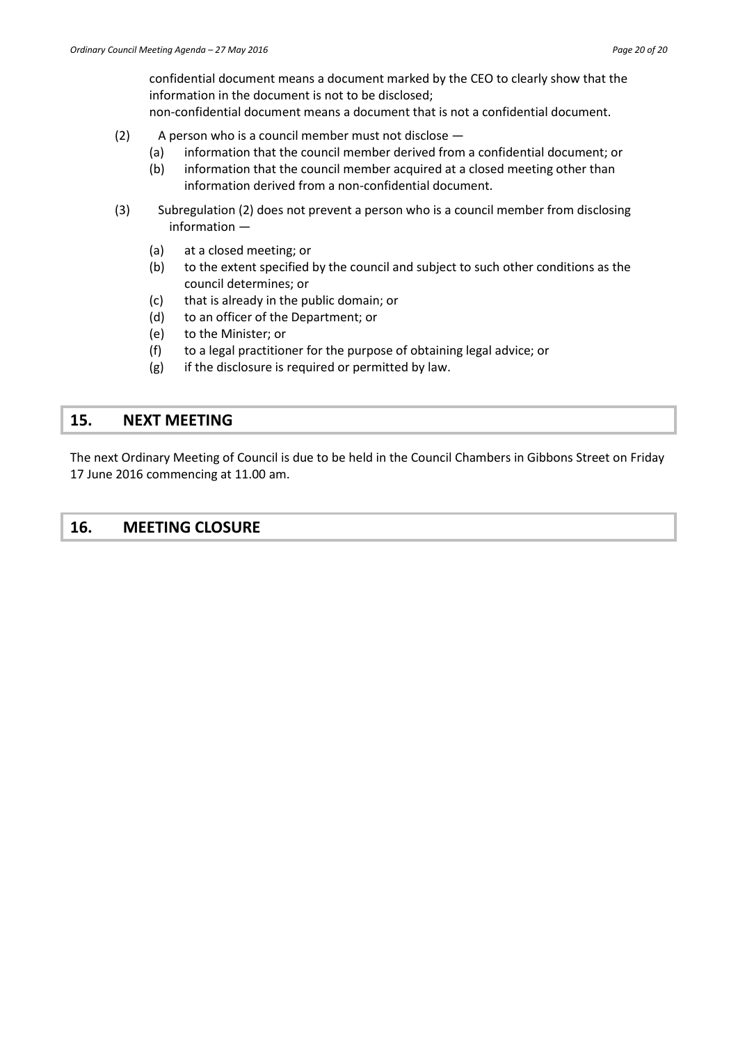confidential document means a document marked by the CEO to clearly show that the information in the document is not to be disclosed;
non-confidential document means a document that is not a confidential document.

(2) A person who is a council member must not disclose —
   (a) information that the council member derived from a confidential document; or
   (b) information that the council member acquired at a closed meeting other than information derived from a non-confidential document.

(3) Subregulation (2) does not prevent a person who is a council member from disclosing information —
   (a) at a closed meeting; or
   (b) to the extent specified by the council and subject to such other conditions as the council determines; or
   (c) that is already in the public domain; or
   (d) to an officer of the Department; or
   (e) to the Minister; or
   (f) to a legal practitioner for the purpose of obtaining legal advice; or
   (g) if the disclosure is required or permitted by law.

## 15. NEXT MEETING

The next Ordinary Meeting of Council is due to be held in the Council Chambers in Gibbons Street on Friday 17 June 2016 commencing at 11.00 am.

## 16. MEETING CLOSURE